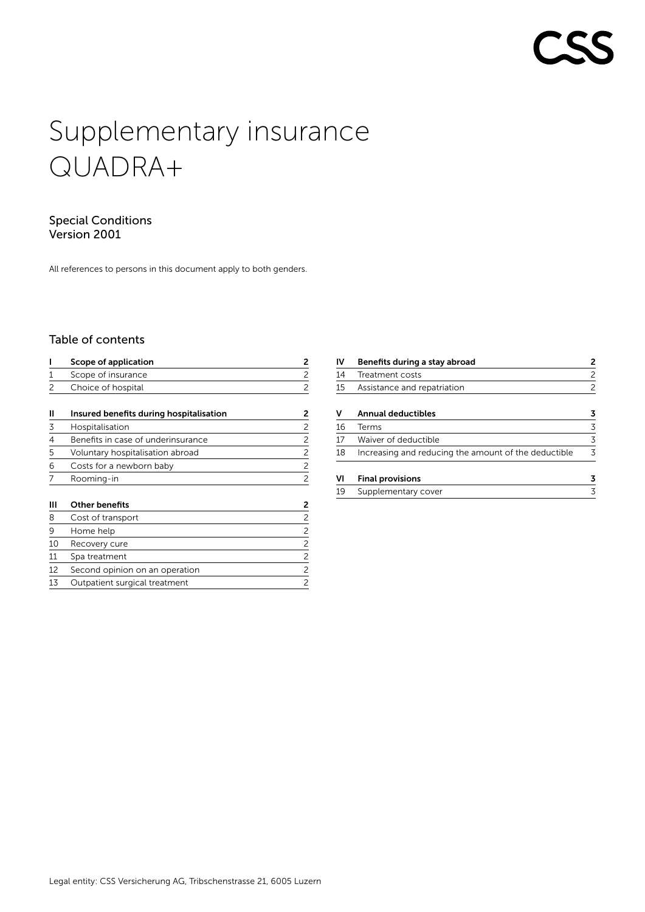CSS

# Supplementary insurance QUADRA+

Special Conditions
Version 2001

All references to persons in this document apply to both genders.

## Table of contents

| | | |
|---|---|---|
| **I** | **Scope of application** | **2** |
| 1 | Scope of insurance | 2 |
| 2 | Choice of hospital | 2 |
| **II** | **Insured benefits during hospitalisation** | **2** |
| 3 | Hospitalisation | 2 |
| 4 | Benefits in case of underinsurance | 2 |
| 5 | Voluntary hospitalisation abroad | 2 |
| 6 | Costs for a newborn baby | 2 |
| 7 | Rooming-in | 2 |
| **III** | **Other benefits** | **2** |
| 8 | Cost of transport | 2 |
| 9 | Home help | 2 |
| 10 | Recovery cure | 2 |
| 11 | Spa treatment | 2 |
| 12 | Second opinion on an operation | 2 |
| 13 | Outpatient surgical treatment | 2 |
| **IV** | **Benefits during a stay abroad** | **2** |
| 14 | Treatment costs | 2 |
| 15 | Assistance and repatriation | 2 |
| **V** | **Annual deductibles** | **3** |
| 16 | Terms | 3 |
| 17 | Waiver of deductible | 3 |
| 18 | Increasing and reducing the amount of the deductible | 3 |
| **VI** | **Final provisions** | **3** |
| 19 | Supplementary cover | 3 |

Legal entity: CSS Versicherung AG, Tribschenstrasse 21, 6005 Luzern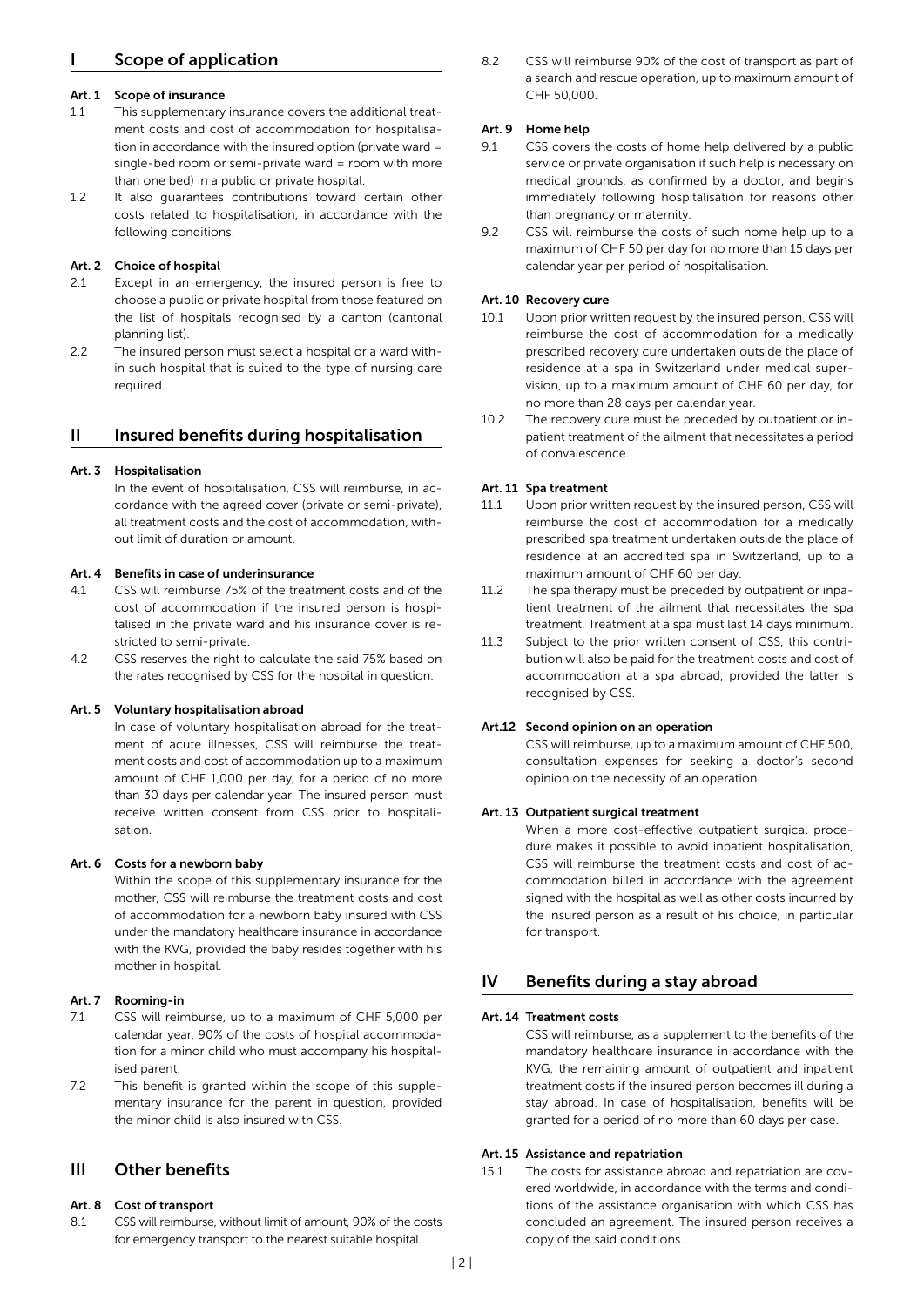## I Scope of application

### Art. 1 Scope of insurance

1.1 This supplementary insurance covers the additional treatment costs and cost of accommodation for hospitalisation in accordance with the insured option (private ward = single-bed room or semi-private ward = room with more than one bed) in a public or private hospital.

1.2 It also guarantees contributions toward certain other costs related to hospitalisation, in accordance with the following conditions.

### Art. 2 Choice of hospital

2.1 Except in an emergency, the insured person is free to choose a public or private hospital from those featured on the list of hospitals recognised by a canton (cantonal planning list).

2.2 The insured person must select a hospital or a ward within in such hospital that is suited to the type of nursing care required.

## II Insured benefits during hospitalisation

### Art. 3 Hospitalisation

In the event of hospitalisation, CSS will reimburse, in accordance with the agreed cover (private or semi-private), all treatment costs and the cost of accommodation, without limit of duration or amount.

### Art. 4 Benefits in case of underinsurance

4.1 CSS will reimburse 75% of the treatment costs and of the cost of accommodation if the insured person is hospitalised in the private ward and his insurance cover is restricted to semi-private.

4.2 CSS reserves the right to calculate the said 75% based on the rates recognised by CSS for the hospital in question.

### Art. 5 Voluntary hospitalisation abroad

In case of voluntary hospitalisation abroad for the treatment of acute illnesses, CSS will reimburse the treatment costs and cost of accommodation up to a maximum amount of CHF 1,000 per day, for a period of no more than 30 days per calendar year. The insured person must receive written consent from CSS prior to hospitalisation.

### Art. 6 Costs for a newborn baby

Within the scope of this supplementary insurance for the mother, CSS will reimburse the treatment costs and cost of accommodation for a newborn baby insured with CSS under the mandatory healthcare insurance in accordance with the KVG, provided the baby resides together with his mother in hospital.

### Art. 7 Rooming-in

7.1 CSS will reimburse, up to a maximum of CHF 5,000 per calendar year, 90% of the costs of hospital accommodation for a minor child who must accompany his hospitalised parent.

7.2 This benefit is granted within the scope of this supplementary insurance for the parent in question, provided the minor child is also insured with CSS.

## III Other benefits

### Art. 8 Cost of transport

8.1 CSS will reimburse, without limit of amount, 90% of the costs for emergency transport to the nearest suitable hospital.

8.2 CSS will reimburse 90% of the cost of transport as part of a search and rescue operation, up to maximum amount of CHF 50,000.

### Art. 9 Home help

9.1 CSS covers the costs of home help delivered by a public service or private organisation if such help is necessary on medical grounds, as confirmed by a doctor, and begins immediately following hospitalisation for reasons other than pregnancy or maternity.

9.2 CSS will reimburse the costs of such home help up to a maximum of CHF 50 per day for no more than 15 days per calendar year per period of hospitalisation.

### Art. 10 Recovery cure

10.1 Upon prior written request by the insured person, CSS will reimburse the cost of accommodation for a medically prescribed recovery cure undertaken outside the place of residence at a spa in Switzerland under medical supervision, up to a maximum amount of CHF 60 per day, for no more than 28 days per calendar year.

10.2 The recovery cure must be preceded by outpatient or inpatient treatment of the ailment that necessitates a period of convalescence.

### Art. 11 Spa treatment

11.1 Upon prior written request by the insured person, CSS will reimburse the cost of accommodation for a medically prescribed spa treatment undertaken outside the place of residence at an accredited spa in Switzerland, up to a maximum amount of CHF 60 per day.

11.2 The spa therapy must be preceded by outpatient or inpatient treatment of the ailment that necessitates the spa treatment. Treatment at a spa must last 14 days minimum.

11.3 Subject to the prior written consent of CSS, this contribution will also be paid for the treatment costs and cost of accommodation at a spa abroad, provided the latter is recognised by CSS.

### Art.12 Second opinion on an operation

CSS will reimburse, up to a maximum amount of CHF 500, consultation expenses for seeking a doctor's second opinion on the necessity of an operation.

### Art. 13 Outpatient surgical treatment

When a more cost-effective outpatient surgical procedure makes it possible to avoid inpatient hospitalisation, CSS will reimburse the treatment costs and cost of accommodation billed in accordance with the agreement signed with the hospital as well as other costs incurred by the insured person as a result of his choice, in particular for transport.

## IV Benefits during a stay abroad

### Art. 14 Treatment costs

CSS will reimburse, as a supplement to the benefits of the mandatory healthcare insurance in accordance with the KVG, the remaining amount of outpatient and inpatient treatment costs if the insured person becomes ill during a stay abroad. In case of hospitalisation, benefits will be granted for a period of no more than 60 days per case.

### Art. 15 Assistance and repatriation

15.1 The costs for assistance abroad and repatriation are covered worldwide, in accordance with the terms and conditions of the assistance organisation with which CSS has concluded an agreement. The insured person receives a copy of the said conditions.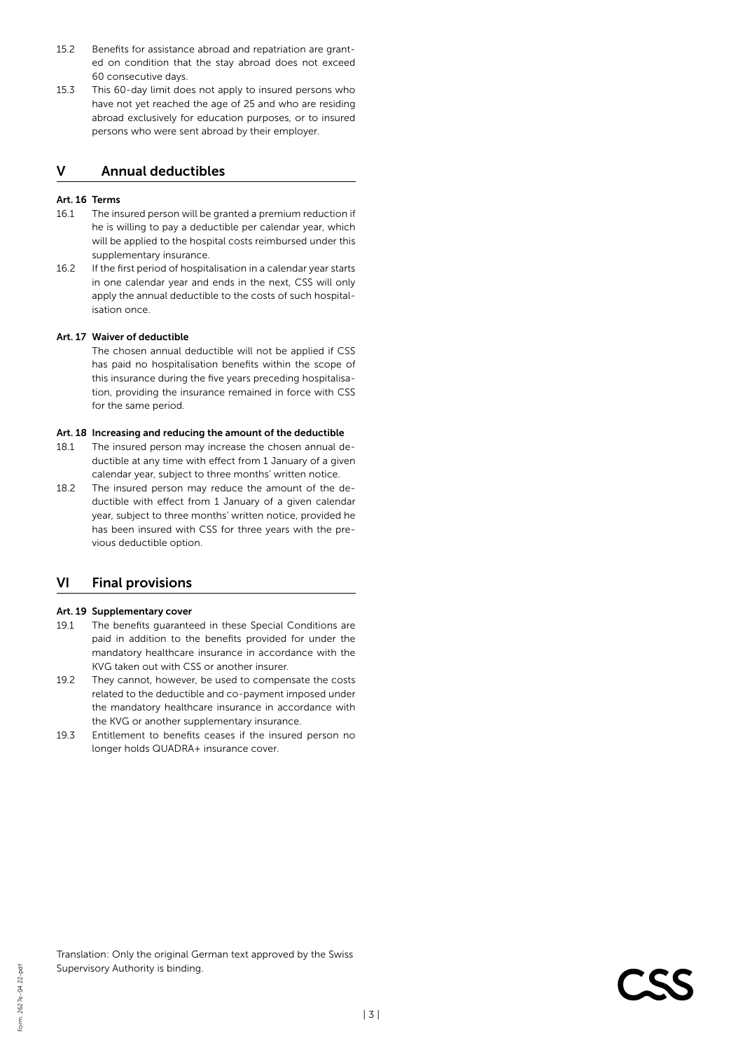15.2 Benefits for assistance abroad and repatriation are granted on condition that the stay abroad does not exceed 60 consecutive days.

15.3 This 60-day limit does not apply to insured persons who have not yet reached the age of 25 and who are residing abroad exclusively for education purposes, or to insured persons who were sent abroad by their employer.

## V Annual deductibles

### Art. 16 Terms

16.1 The insured person will be granted a premium reduction if he is willing to pay a deductible per calendar year, which will be applied to the hospital costs reimbursed under this supplementary insurance.

16.2 If the first period of hospitalisation in a calendar year starts in one calendar year and ends in the next, CSS will only apply the annual deductible to the costs of such hospitalisation once.

### Art. 17 Waiver of deductible

The chosen annual deductible will not be applied if CSS has paid no hospitalisation benefits within the scope of this insurance during the five years preceding hospitalisation, providing the insurance remained in force with CSS for the same period.

### Art. 18 Increasing and reducing the amount of the deductible

18.1 The insured person may increase the chosen annual deductible at any time with effect from 1 January of a given calendar year, subject to three months' written notice.

18.2 The insured person may reduce the amount of the deductible with effect from 1 January of a given calendar year, subject to three months' written notice, provided he has been insured with CSS for three years with the previous deductible option.

## VI Final provisions

### Art. 19 Supplementary cover

19.1 The benefits guaranteed in these Special Conditions are paid in addition to the benefits provided for under the mandatory healthcare insurance in accordance with the KVG taken out with CSS or another insurer.

19.2 They cannot, however, be used to compensate the costs related to the deductible and co-payment imposed under the mandatory healthcare insurance in accordance with the KVG or another supplementary insurance.

19.3 Entitlement to benefits ceases if the insured person no longer holds QUADRA+ insurance cover.

Translation: Only the original German text approved by the Swiss Supervisory Authority is binding.

Form. 2627e-04.22-pdf